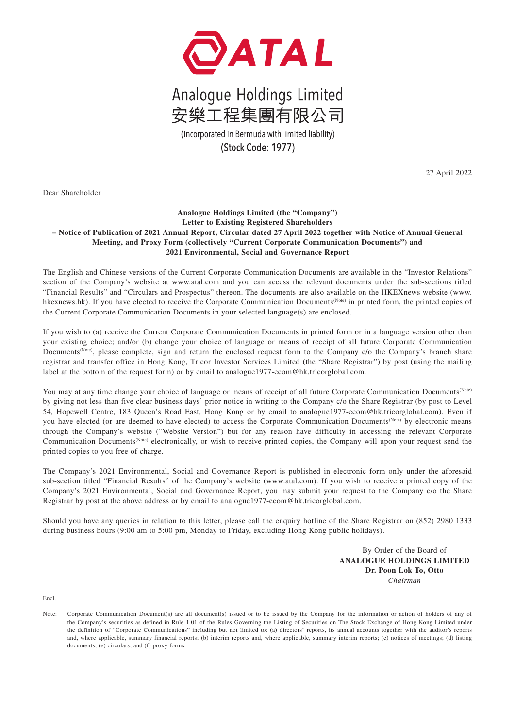# ATAL

## Analogue Holdings Limited
## 安樂工程集團有限公司

(Incorporated in Bermuda with limited liability)

**(Stock Code: 1977)**

27 April 2022

Dear Shareholder

**Analogue Holdings Limited (the "Company")**
**Letter to Existing Registered Shareholders**
**– Notice of Publication of 2021 Annual Report, Circular dated 27 April 2022 together with Notice of Annual General Meeting, and Proxy Form (collectively "Current Corporate Communication Documents") and 2021 Environmental, Social and Governance Report**

The English and Chinese versions of the Current Corporate Communication Documents are available in the "Investor Relations" section of the Company's website at www.atal.com and you can access the relevant documents under the sub-sections titled "Financial Results" and "Circulars and Prospectus" thereon. The documents are also available on the HKEXnews website (www.hkexnews.hk). If you have elected to receive the Corporate Communication Documents(Note) in printed form, the printed copies of the Current Corporate Communication Documents in your selected language(s) are enclosed.

If you wish to (a) receive the Current Corporate Communication Documents in printed form or in a language version other than your existing choice; and/or (b) change your choice of language or means of receipt of all future Corporate Communication Documents(Note), please complete, sign and return the enclosed request form to the Company c/o the Company's branch share registrar and transfer office in Hong Kong, Tricor Investor Services Limited (the "Share Registrar") by post (using the mailing label at the bottom of the request form) or by email to analogue1977-ecom@hk.tricorglobal.com.

You may at any time change your choice of language or means of receipt of all future Corporate Communication Documents(Note) by giving not less than five clear business days' prior notice in writing to the Company c/o the Share Registrar (by post to Level 54, Hopewell Centre, 183 Queen's Road East, Hong Kong or by email to analogue1977-ecom@hk.tricorglobal.com). Even if you have elected (or are deemed to have elected) to access the Corporate Communication Documents(Note) by electronic means through the Company's website ("Website Version") but for any reason have difficulty in accessing the relevant Corporate Communication Documents(Note) electronically, or wish to receive printed copies, the Company will upon your request send the printed copies to you free of charge.

The Company's 2021 Environmental, Social and Governance Report is published in electronic form only under the aforesaid sub-section titled "Financial Results" of the Company's website (www.atal.com). If you wish to receive a printed copy of the Company's 2021 Environmental, Social and Governance Report, you may submit your request to the Company c/o the Share Registrar by post at the above address or by email to analogue1977-ecom@hk.tricorglobal.com.

Should you have any queries in relation to this letter, please call the enquiry hotline of the Share Registrar on (852) 2980 1333 during business hours (9:00 am to 5:00 pm, Monday to Friday, excluding Hong Kong public holidays).

By Order of the Board of
**ANALOGUE HOLDINGS LIMITED**
**Dr. Poon Lok To, Otto**
*Chairman*

Encl.

Note: Corporate Communication Document(s) are all document(s) issued or to be issued by the Company for the information or action of holders of any of the Company's securities as defined in Rule 1.01 of the Rules Governing the Listing of Securities on The Stock Exchange of Hong Kong Limited under the definition of "Corporate Communications" including but not limited to: (a) directors' reports, its annual accounts together with the auditor's reports and, where applicable, summary financial reports; (b) interim reports and, where applicable, summary interim reports; (c) notices of meetings; (d) listing documents; (e) circulars; and (f) proxy forms.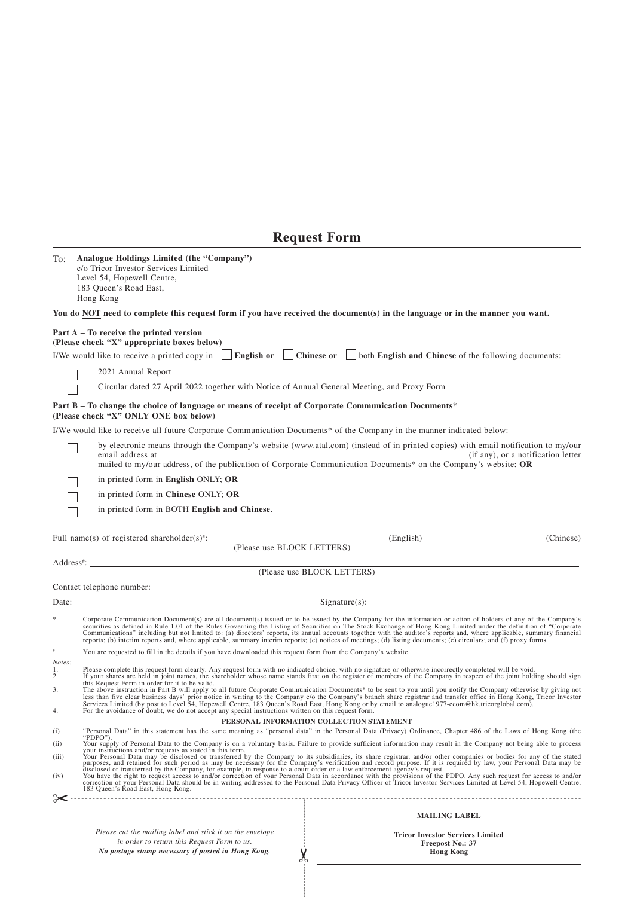# Request Form

To: **Analogue Holdings Limited (the "Company")**
c/o Tricor Investor Services Limited
Level 54, Hopewell Centre,
183 Queen's Road East,
Hong Kong

**You do NOT need to complete this request form if you have received the document(s) in the language or in the manner you want.**

**Part A – To receive the printed version**
**(Please check "X" appropriate boxes below)**

I/We would like to receive a printed copy in ☐ **English or** ☐ **Chinese or** ☐ both **English and Chinese** of the following documents:

☐ 2021 Annual Report

☐ Circular dated 27 April 2022 together with Notice of Annual General Meeting, and Proxy Form

**Part B – To change the choice of language or means of receipt of Corporate Communication Documents\***
**(Please check "X" ONLY ONE box below)**

I/We would like to receive all future Corporate Communication Documents\* of the Company in the manner indicated below:

☐ by electronic means through the Company's website (www.atal.com) (instead of in printed copies) with email notification to my/our email address at \_\_\_\_\_\_\_\_\_\_\_\_\_\_\_\_\_\_\_\_ (if any), or a notification letter mailed to my/our address, of the publication of Corporate Communication Documents\* on the Company's website; **OR**

☐ in printed form in **English** ONLY; **OR**

☐ in printed form in **Chinese** ONLY; **OR**

☐ in printed form in BOTH **English and Chinese**.

Full name(s) of registered shareholder(s)#: \_\_\_\_\_\_\_\_\_\_\_\_\_\_\_\_\_\_\_\_ (English) \_\_\_\_\_\_\_\_\_\_\_\_\_\_\_\_\_\_\_\_ (Chinese)
(Please use BLOCK LETTERS)

Address#: \_\_\_\_\_\_\_\_\_\_\_\_\_\_\_\_\_\_\_\_\_\_\_\_\_\_\_\_\_\_\_\_\_\_\_\_\_\_\_\_
(Please use BLOCK LETTERS)

Contact telephone number: \_\_\_\_\_\_\_\_\_\_\_\_\_\_\_\_\_\_\_\_

Date: \_\_\_\_\_\_\_\_\_\_\_\_\_\_\_\_\_\_\_\_ Signature(s): \_\_\_\_\_\_\_\_\_\_\_\_\_\_\_\_\_\_\_\_

\* Corporate Communication Document(s) are all document(s) issued or to be issued by the Company for the information or action of holders of any of the Company's securities as defined in Rule 1.01 of the Rules Governing the Listing of Securities on The Stock Exchange of Hong Kong Limited under the definition of "Corporate Communications" including but not limited to: (a) directors' reports, its annual accounts together with the auditor's reports and, where applicable, summary financial reports; (b) interim reports and, where applicable, summary interim reports; (c) notices of meetings; (d) listing documents; (e) circulars; and (f) proxy forms.

\# You are requested to fill in the details if you have downloaded this request form from the Company's website.

*Notes:*

1. Please complete this request form clearly. Any request form with no indicated choice, with no signature or otherwise incorrectly completed will be void.
2. If your shares are held in joint names, the shareholder whose name stands first on the register of members of the Company in respect of the joint holding should sign this Request Form in order for it to be valid.
3. The above instruction in Part B will apply to all future Corporate Communication Documents\* to be sent to you until you notify the Company otherwise by giving not less than five clear business days' prior notice in writing to the Company c/o the Company's branch share registrar and transfer office in Hong Kong, Tricor Investor Services Limited (by post to Level 54, Hopewell Centre, 183 Queen's Road East, Hong Kong or by email to analogue1977-ecom@hk.tricorglobal.com).
4. For the avoidance of doubt, we do not accept any special instructions written on this request form.

**PERSONAL INFORMATION COLLECTION STATEMENT**

(i) "Personal Data" in this statement has the same meaning as "personal data" in the Personal Data (Privacy) Ordinance, Chapter 486 of the Laws of Hong Kong (the "PDPO").
(ii) Your supply of Personal Data to the Company is on a voluntary basis. Failure to provide sufficient information may result in the Company not being able to process your instructions and/or requests as stated in this form.
(iii) Your Personal Data may be disclosed or transferred by the Company to its subsidiaries, its share registrar, and/or other companies or bodies for any of the stated purposes, and retained for such period as may be necessary for the Company's verification and record purpose. If it is required by law, your Personal Data may be disclosed or transferred by the Company, for example, in response to a court order or a law enforcement agency's request.
(iv) You have the right to request access to and/or correction of your Personal Data in accordance with the provisions of the PDPO. Any such request for access to and/or correction of your Personal Data should be in writing addressed to the Personal Data Privacy Officer of Tricor Investor Services Limited at Level 54, Hopewell Centre, 183 Queen's Road East, Hong Kong.

*Please cut the mailing label and stick it on the envelope in order to return this Request Form to us.*
***No postage stamp necessary if posted in Hong Kong.***

**MAILING LABEL**

**Tricor Investor Services Limited**
**Freepost No.: 37**
**Hong Kong**